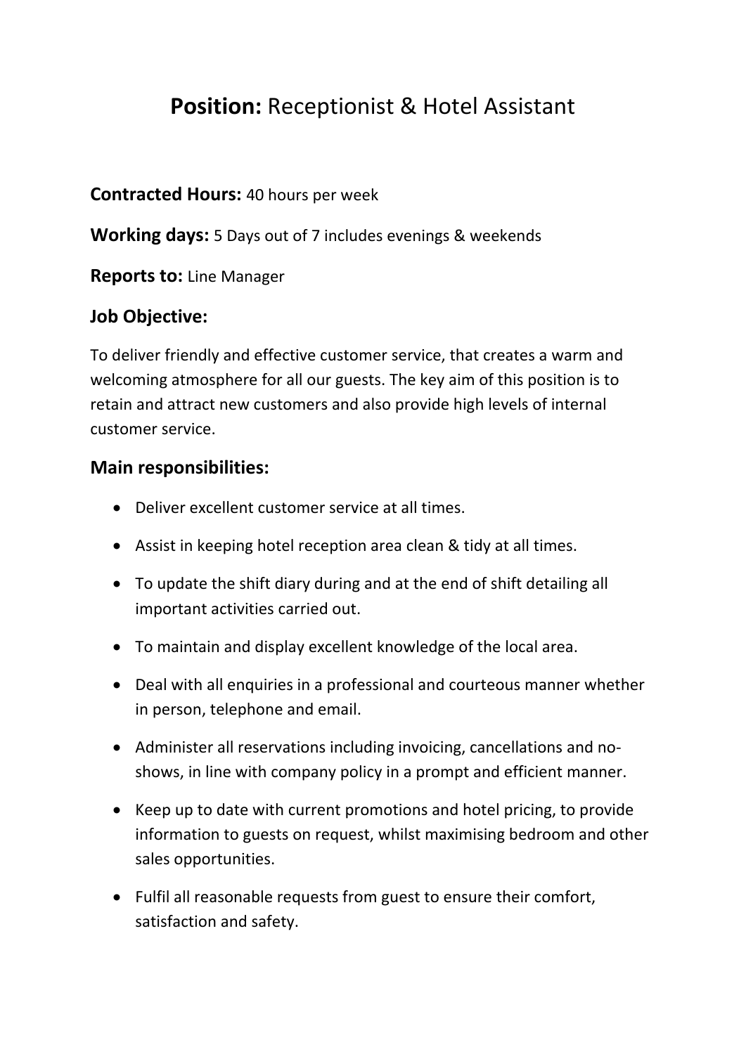# **Position:** Receptionist & Hotel Assistant

**Contracted Hours:** 40 hours per week

**Working days:** 5 Days out of 7 includes evenings & weekends

**Reports to:** Line Manager

## Job Objective:

To deliver friendly and effective customer service, that creates a warm and welcoming atmosphere for all our guests. The key aim of this position is to retain and attract new customers and also provide high levels of internal customer service.

## Main responsibilities:

- Deliver excellent customer service at all times.
- Assist in keeping hotel reception area clean & tidy at all times.
- To update the shift diary during and at the end of shift detailing all important activities carried out.
- To maintain and display excellent knowledge of the local area.
- Deal with all enquiries in a professional and courteous manner whether in person, telephone and email.
- Administer all reservations including invoicing, cancellations and no-shows, in line with company policy in a prompt and efficient manner.
- Keep up to date with current promotions and hotel pricing, to provide information to guests on request, whilst maximising bedroom and other sales opportunities.
- Fulfil all reasonable requests from guest to ensure their comfort, satisfaction and safety.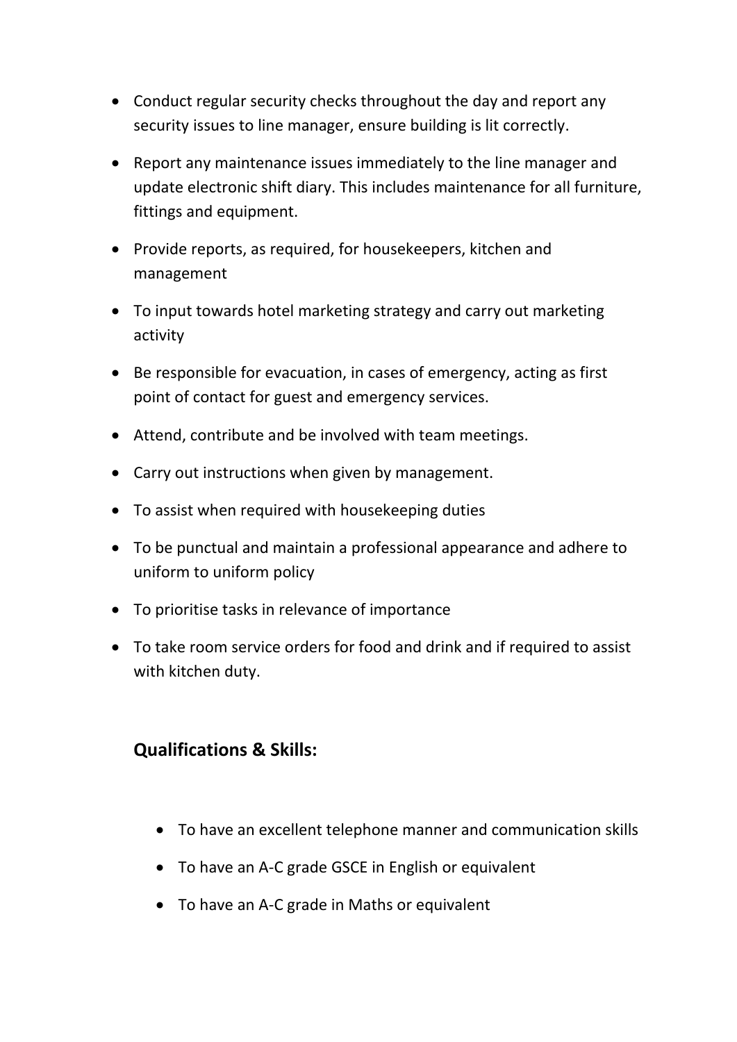- Conduct regular security checks throughout the day and report any security issues to line manager, ensure building is lit correctly.
- Report any maintenance issues immediately to the line manager and update electronic shift diary. This includes maintenance for all furniture, fittings and equipment.
- Provide reports, as required, for housekeepers, kitchen and management
- To input towards hotel marketing strategy and carry out marketing activity
- Be responsible for evacuation, in cases of emergency, acting as first point of contact for guest and emergency services.
- Attend, contribute and be involved with team meetings.
- Carry out instructions when given by management.
- To assist when required with housekeeping duties
- To be punctual and maintain a professional appearance and adhere to uniform to uniform policy
- To prioritise tasks in relevance of importance
- To take room service orders for food and drink and if required to assist with kitchen duty.

## Qualifications & Skills:

- To have an excellent telephone manner and communication skills
- To have an A-C grade GSCE in English or equivalent
- To have an A-C grade in Maths or equivalent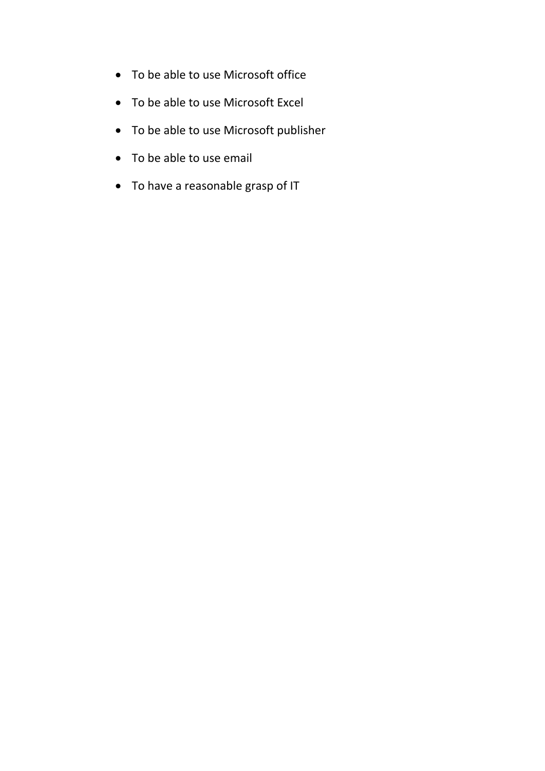- To be able to use Microsoft office
- To be able to use Microsoft Excel
- To be able to use Microsoft publisher
- To be able to use email
- To have a reasonable grasp of IT